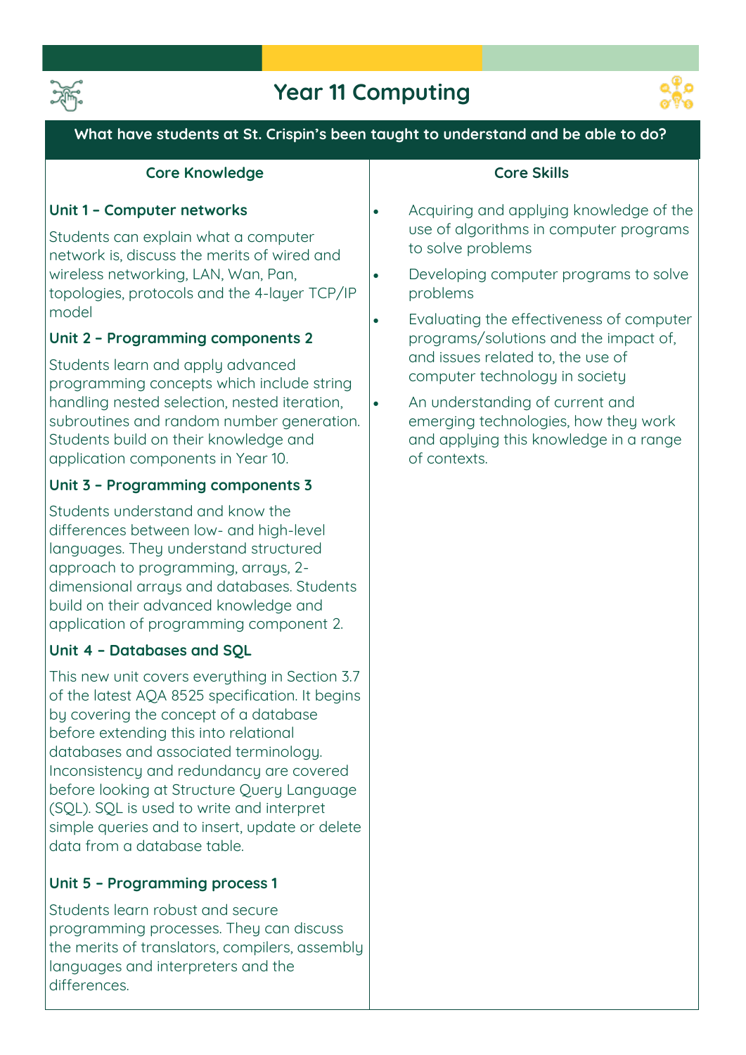# Year 11 Computing

## What have students at St. Crispin's been taught to understand and be able to do?

### Core Knowledge

**Unit 1 – Computer networks**

Students can explain what a computer network is, discuss the merits of wired and wireless networking, LAN, Wan, Pan, topologies, protocols and the 4-layer TCP/IP model

**Unit 2 – Programming components 2**

Students learn and apply advanced programming concepts which include string handling nested selection, nested iteration, subroutines and random number generation. Students build on their knowledge and application components in Year 10.

**Unit 3 – Programming components 3**

Students understand and know the differences between low- and high-level languages. They understand structured approach to programming, arrays, 2-dimensional arrays and databases. Students build on their advanced knowledge and application of programming component 2.

**Unit 4 – Databases and SQL**

This new unit covers everything in Section 3.7 of the latest AQA 8525 specification. It begins by covering the concept of a database before extending this into relational databases and associated terminology. Inconsistency and redundancy are covered before looking at Structure Query Language (SQL). SQL is used to write and interpret simple queries and to insert, update or delete data from a database table.

**Unit 5 – Programming process 1**

Students learn robust and secure programming processes. They can discuss the merits of translators, compilers, assembly languages and interpreters and the differences.

### Core Skills

- Acquiring and applying knowledge of the use of algorithms in computer programs to solve problems
- Developing computer programs to solve problems
- Evaluating the effectiveness of computer programs/solutions and the impact of, and issues related to, the use of computer technology in society
- An understanding of current and emerging technologies, how they work and applying this knowledge in a range of contexts.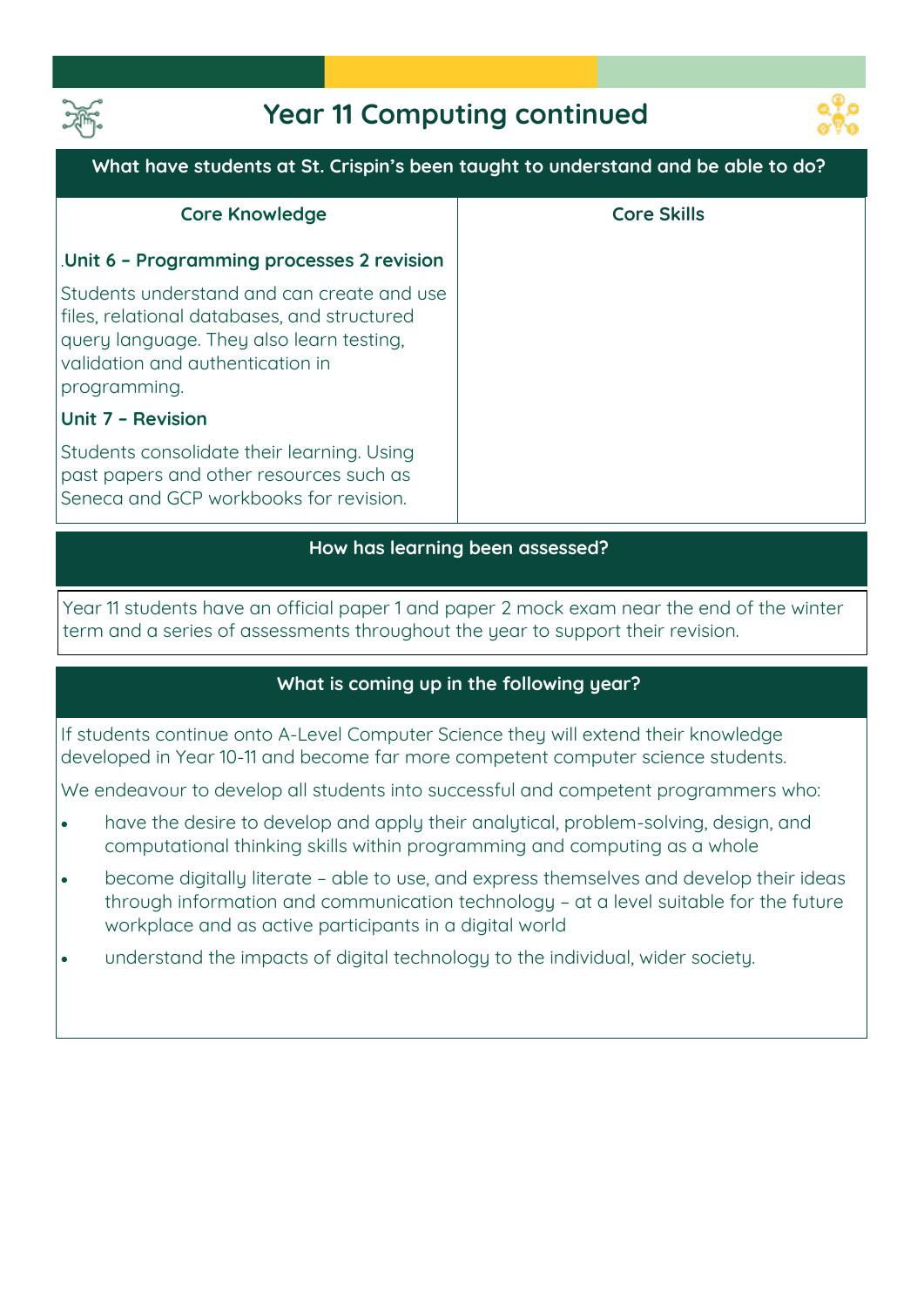# Year 11 Computing continued

## What have students at St. Crispin's been taught to understand and be able to do?

| Core Knowledge | Core Skills |
|---|---|
| .**Unit 6 – Programming processes 2 revision**<br><br>Students understand and can create and use files, relational databases, and structured query language. They also learn testing, validation and authentication in programming.<br><br>**Unit 7 – Revision**<br><br>Students consolidate their learning. Using past papers and other resources such as Seneca and GCP workbooks for revision. | |

## How has learning been assessed?

Year 11 students have an official paper 1 and paper 2 mock exam near the end of the winter term and a series of assessments throughout the year to support their revision.

## What is coming up in the following year?

If students continue onto A-Level Computer Science they will extend their knowledge developed in Year 10-11 and become far more competent computer science students.

We endeavour to develop all students into successful and competent programmers who:

- have the desire to develop and apply their analytical, problem-solving, design, and computational thinking skills within programming and computing as a whole
- become digitally literate – able to use, and express themselves and develop their ideas through information and communication technology – at a level suitable for the future workplace and as active participants in a digital world
- understand the impacts of digital technology to the individual, wider society.